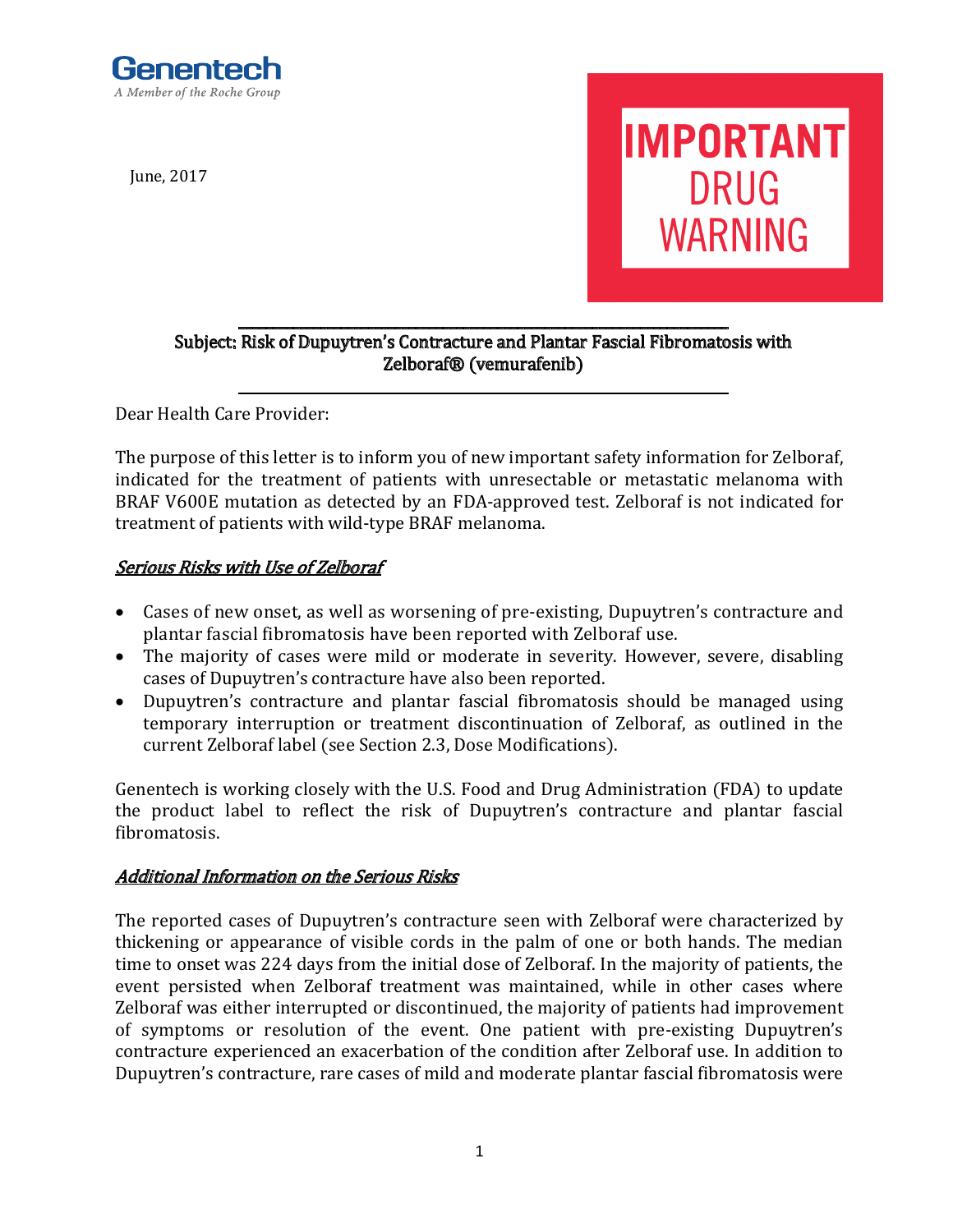Genentech
*A Member of the Roche Group*

June, 2017

**IMPORTANT DRUG WARNING**

**Subject: Risk of Dupuytren's Contracture and Plantar Fascial Fibromatosis with Zelboraf® (vemurafenib)**

Dear Health Care Provider:

The purpose of this letter is to inform you of new important safety information for Zelboraf, indicated for the treatment of patients with unresectable or metastatic melanoma with BRAF V600E mutation as detected by an FDA-approved test. Zelboraf is not indicated for treatment of patients with wild-type BRAF melanoma.

## *Serious Risks with Use of Zelboraf*

- Cases of new onset, as well as worsening of pre-existing, Dupuytren's contracture and plantar fascial fibromatosis have been reported with Zelboraf use.
- The majority of cases were mild or moderate in severity. However, severe, disabling cases of Dupuytren's contracture have also been reported.
- Dupuytren's contracture and plantar fascial fibromatosis should be managed using temporary interruption or treatment discontinuation of Zelboraf, as outlined in the current Zelboraf label (see Section 2.3, Dose Modifications).

Genentech is working closely with the U.S. Food and Drug Administration (FDA) to update the product label to reflect the risk of Dupuytren's contracture and plantar fascial fibromatosis.

## *Additional Information on the Serious Risks*

The reported cases of Dupuytren's contracture seen with Zelboraf were characterized by thickening or appearance of visible cords in the palm of one or both hands. The median time to onset was 224 days from the initial dose of Zelboraf. In the majority of patients, the event persisted when Zelboraf treatment was maintained, while in other cases where Zelboraf was either interrupted or discontinued, the majority of patients had improvement of symptoms or resolution of the event. One patient with pre-existing Dupuytren's contracture experienced an exacerbation of the condition after Zelboraf use. In addition to Dupuytren's contracture, rare cases of mild and moderate plantar fascial fibromatosis were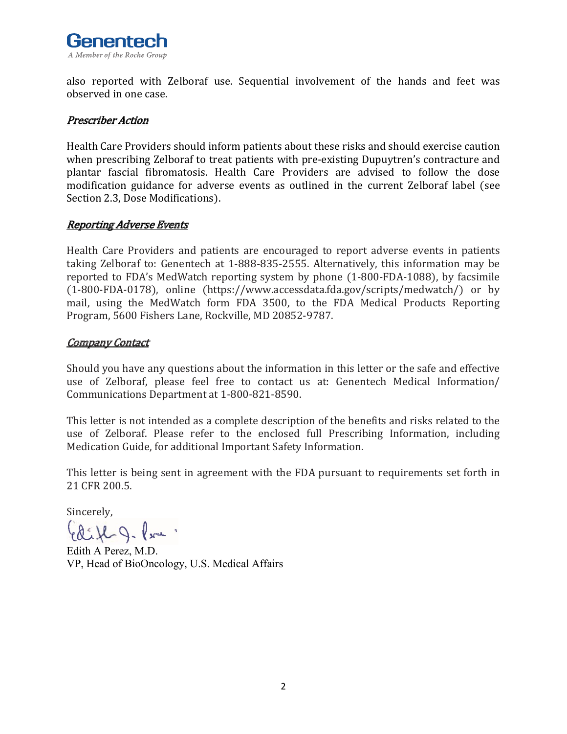also reported with Zelboraf use. Sequential involvement of the hands and feet was observed in one case.

## *Prescriber Action*

Health Care Providers should inform patients about these risks and should exercise caution when prescribing Zelboraf to treat patients with pre-existing Dupuytren's contracture and plantar fascial fibromatosis. Health Care Providers are advised to follow the dose modification guidance for adverse events as outlined in the current Zelboraf label (see Section 2.3, Dose Modifications).

## *Reporting Adverse Events*

Health Care Providers and patients are encouraged to report adverse events in patients taking Zelboraf to: Genentech at 1-888-835-2555. Alternatively, this information may be reported to FDA's MedWatch reporting system by phone (1-800-FDA-1088), by facsimile (1-800-FDA-0178), online (https://www.accessdata.fda.gov/scripts/medwatch/) or by mail, using the MedWatch form FDA 3500, to the FDA Medical Products Reporting Program, 5600 Fishers Lane, Rockville, MD 20852-9787.

## *Company Contact*

Should you have any questions about the information in this letter or the safe and effective use of Zelboraf, please feel free to contact us at: Genentech Medical Information/ Communications Department at 1-800-821-8590.

This letter is not intended as a complete description of the benefits and risks related to the use of Zelboraf. Please refer to the enclosed full Prescribing Information, including Medication Guide, for additional Important Safety Information.

This letter is being sent in agreement with the FDA pursuant to requirements set forth in 21 CFR 200.5.

Sincerely,

Edith A Perez, M.D.
VP, Head of BioOncology, U.S. Medical Affairs